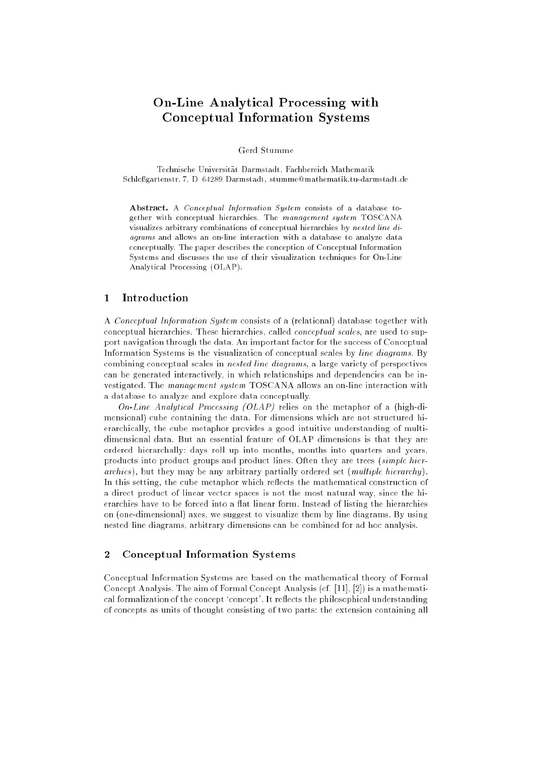# On-Line Analytical Processing with Conceptual Information Systems

Gerd Stumme

Technische Universität Darmstadt, Fachbereich Mathematik
Schloßgartenstr. 7, D 64289 Darmstadt, stumme@mathematik.tu-darmstadt.de

**Abstract.** A *Conceptual Information System* consists of a database together with conceptual hierarchies. The *management system* TOSCANA visualizes arbitrary combinations of conceptual hierarchies by *nested line diagrams* and allows an on-line interaction with a database to analyze data conceptually. The paper describes the conception of Conceptual Information Systems and discusses the use of their visualization techniques for On-Line Analytical Processing (OLAP).

## 1 Introduction

A *Conceptual Information System* consists of a (relational) database together with conceptual hierarchies. These hierarchies, called *conceptual scales*, are used to support navigation through the data. An important factor for the success of Conceptual Information Systems is the visualization of conceptual scales by *line diagrams*. By combining conceptual scales in *nested line diagrams*, a large variety of perspectives can be generated interactively, in which relationships and dependencies can be investigated. The *management system* TOSCANA allows an on-line interaction with a database to analyze and explore data conceptually.

*On-Line Analytical Processing (OLAP)* relies on the metaphor of a (high-dimensional) cube containing the data. For dimensions which are not structured hierarchically, the cube metaphor provides a good intuitive understanding of multidimensional data. But an essential feature of OLAP dimensions is that they are ordered hierarchally: days roll up into months, months into quarters and years, products into product groups and product lines. Often they are trees (*simple hierarchies*), but they may be any arbitrary partially ordered set (*multiple hierarchy*). In this setting, the cube metaphor which reflects the mathematical construction of a direct product of linear vector spaces is not the most natural way, since the hierarchies have to be forced into a flat linear form. Instead of listing the hierarchies on (one-dimensional) axes, we suggest to visualize them by line diagrams. By using nested line diagrams, arbitrary dimensions can be combined for ad hoc analysis.

## 2 Conceptual Information Systems

Conceptual Information Systems are based on the mathematical theory of Formal Concept Analysis. The aim of Formal Concept Analysis (cf. [11], [2]) is a mathematical formalization of the concept 'concept'. It reflects the philosophical understanding of concepts as units of thought consisting of two parts: the extension containing all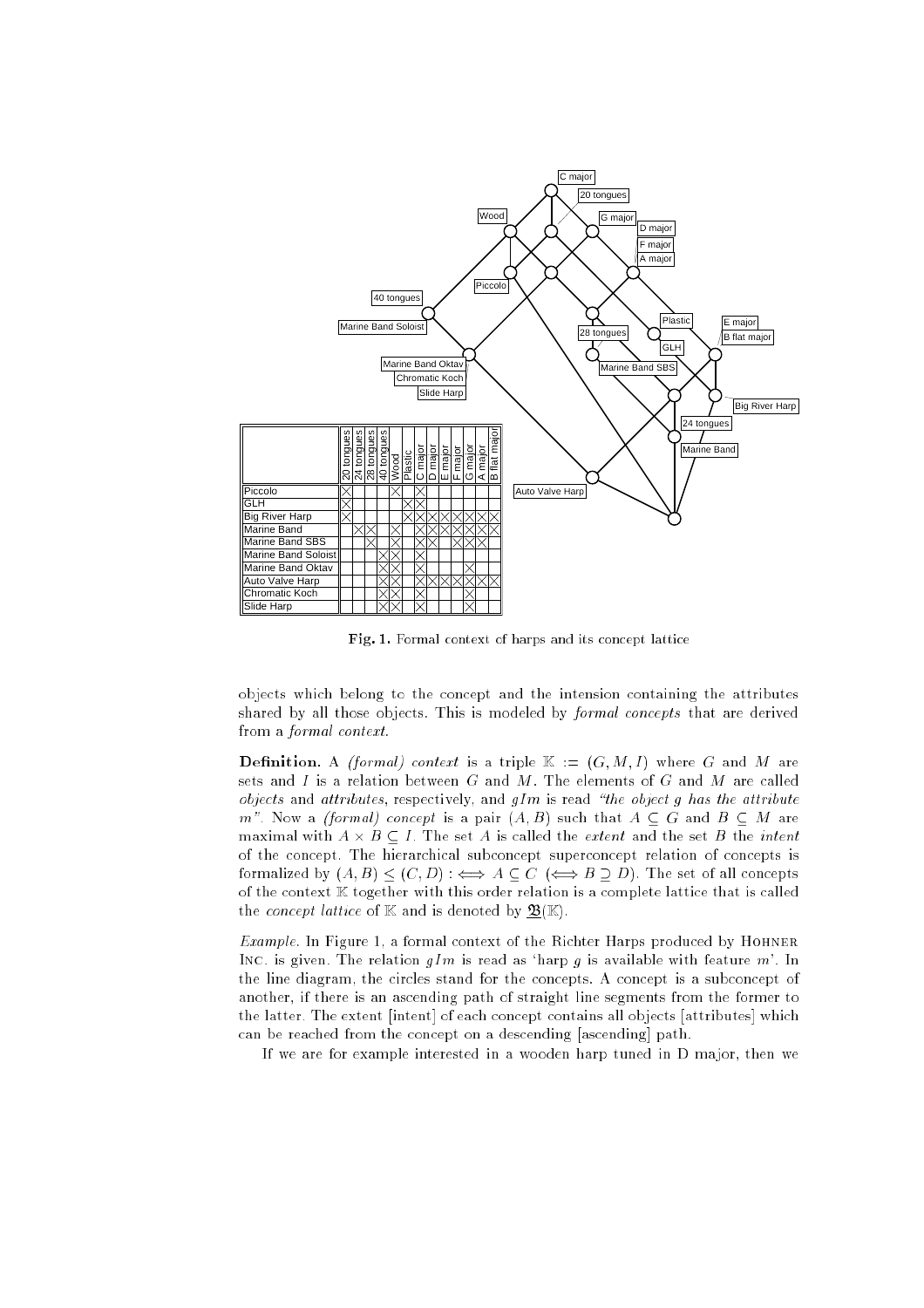|  | 20 tongues | 24 tongues | 28 tongues | 40 tongues | Wood | Plastic | C major | D major | E major | F major | G major | A major | B flat major |
|---|---|---|---|---|---|---|---|---|---|---|---|---|---|
| Piccolo | × |  |  |  | × |  | × |  |  |  |  |  |  |
| GLH | × |  |  |  |  | × | × |  |  |  |  |  |  |
| Big River Harp | × |  |  |  |  | × | × | × | × | × | × | × | × |
| Marine Band |  | × | × |  | × |  | × | × | × | × | × | × | × |
| Marine Band SBS |  |  | × |  | × |  | × | × |  | × | × | × |  |
| Marine Band Soloist |  |  |  | × | × |  | × |  |  |  |  |  |  |
| Marine Band Oktav |  |  |  | × | × |  | × |  |  |  | × |  |  |
| Auto Valve Harp |  |  |  | × | × |  | × | × | × | × | × | × | × |
| Chromatic Koch |  |  |  | × | × |  | × |  |  |  | × |  |  |
| Slide Harp |  |  |  | × | × |  | × |  |  |  | × |  |  |

**Fig. 1.** Formal context of harps and its concept lattice

objects which belong to the concept and the intension containing the attributes shared by all those objects. This is modeled by *formal concepts* that are derived from a *formal context*.

**Definition.** A *(formal) context* is a triple $\mathbb{K} := (G, M, I)$ where $G$ and $M$ are sets and $I$ is a relation between $G$ and $M$. The elements of $G$ and $M$ are called *objects* and *attributes*, respectively, and $gIm$ is read *"the object g has the attribute m"*. Now a *(formal) concept* is a pair $(A, B)$ such that $A \subseteq G$ and $B \subseteq M$ are maximal with $A \times B \subseteq I$. The set $A$ is called the *extent* and the set $B$ the *intent* of the concept. The hierarchical subconcept superconcept relation of concepts is formalized by $(A, B) \leq (C, D) :\iff A \subseteq C \ (\iff B \supseteq D)$. The set of all concepts of the context $\mathbb{K}$ together with this order relation is a complete lattice that is called the *concept lattice* of $\mathbb{K}$ and is denoted by $\underline{\mathfrak{B}}(\mathbb{K})$.

*Example.* In Figure 1, a formal context of the Richter Harps produced by Hohner Inc. is given. The relation $gIm$ is read as 'harp $g$ is available with feature $m$'. In the line diagram, the circles stand for the concepts. A concept is a subconcept of another, if there is an ascending path of straight line segments from the former to the latter. The extent [intent] of each concept contains all objects [attributes] which can be reached from the concept on a descending [ascending] path.

If we are for example interested in a wooden harp tuned in D major, then we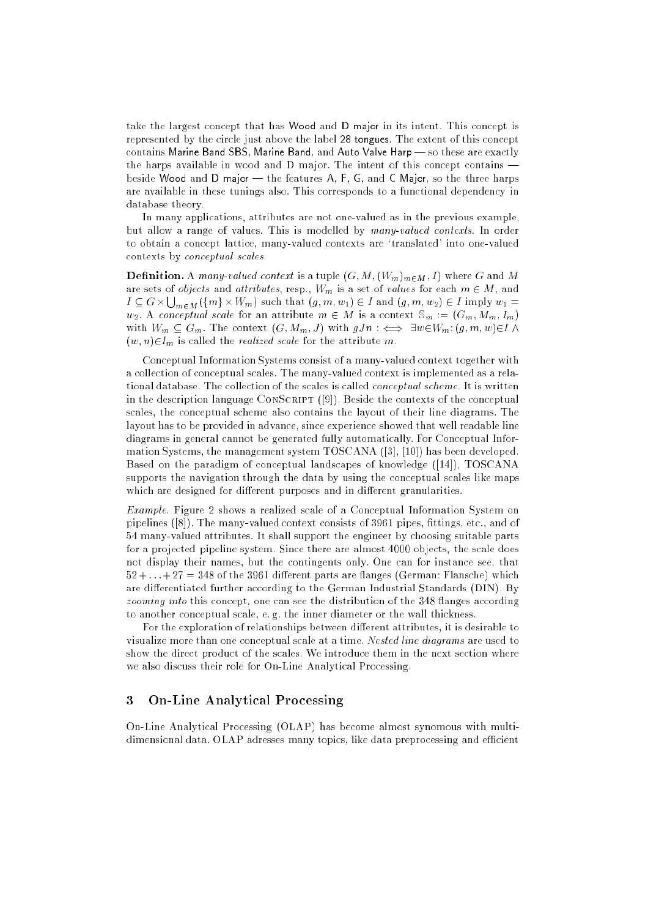take the largest concept that has Wood and D major in its intent. This concept is represented by the circle just above the label 28 tongues. The extent of this concept contains Marine Band SBS, Marine Band, and Auto Valve Harp — so these are exactly the harps available in wood and D major. The intent of this concept contains — beside Wood and D major — the features A, F, G, and C Major, so the three harps are available in these tunings also. This corresponds to a functional dependency in database theory.

In many applications, attributes are not one-valued as in the previous example, but allow a range of values. This is modelled by *many-valued contexts*. In order to obtain a concept lattice, many-valued contexts are 'translated' into one-valued contexts by *conceptual scales*.

**Definition.** A *many-valued context* is a tuple $(G, M, (W_m)_{m \in M}, I)$ where $G$ and $M$ are sets of *objects* and *attributes*, resp., $W_m$ is a set of *values* for each $m \in M$, and $I \subseteq G \times \bigcup_{m \in M}(\{m\} \times W_m)$ such that $(g, m, w_1) \in I$ and $(g, m, w_2) \in I$ imply $w_1 = w_2$. A *conceptual scale* for an attribute $m \in M$ is a context $\mathbb{S}_m := (G_m, M_m, I_m)$ with $W_m \subseteq G_m$. The context $(G, M_m, J)$ with $gJn :\iff \exists w \in W_m : (g, m, w) \in I \wedge (w, n) \in I_m$ is called the *realized scale* for the attribute $m$.

Conceptual Information Systems consist of a many-valued context together with a collection of conceptual scales. The many-valued context is implemented as a relational database. The collection of the scales is called *conceptual scheme*. It is written in the description language ConScript ([9]). Beside the contexts of the conceptual scales, the conceptual scheme also contains the layout of their line diagrams. The layout has to be provided in advance, since experience showed that well readable line diagrams in general cannot be generated fully automatically. For Conceptual Information Systems, the management system TOSCANA ([3], [10]) has been developed. Based on the paradigm of conceptual landscapes of knowledge ([14]), TOSCANA supports the navigation through the data by using the conceptual scales like maps which are designed for different purposes and in different granularities.

*Example.* Figure 2 shows a realized scale of a Conceptual Information System on pipelines ([8]). The many-valued context consists of 3961 pipes, fittings, etc., and of 54 many-valued attributes. It shall support the engineer by choosing suitable parts for a projected pipeline system. Since there are almost 4000 objects, the scale does not display their names, but the contingents only. One can for instance see, that $52 + \ldots + 27 = 348$ of the 3961 different parts are flanges (German: Flansche) which are differentiated further according to the German Industrial Standards (DIN). By *zooming into* this concept, one can see the distribution of the 348 flanges according to another conceptual scale, e. g, the inner diameter or the wall thickness.

For the exploration of relationships between different attributes, it is desirable to visualize more than one conceptual scale at a time. *Nested line diagrams* are used to show the direct product of the scales. We introduce them in the next section where we also discuss their role for On-Line Analytical Processing.

## 3 On-Line Analytical Processing

On-Line Analytical Processing (OLAP) has become almost synomous with multidimensional data. OLAP adresses many topics, like data preprocessing and efficient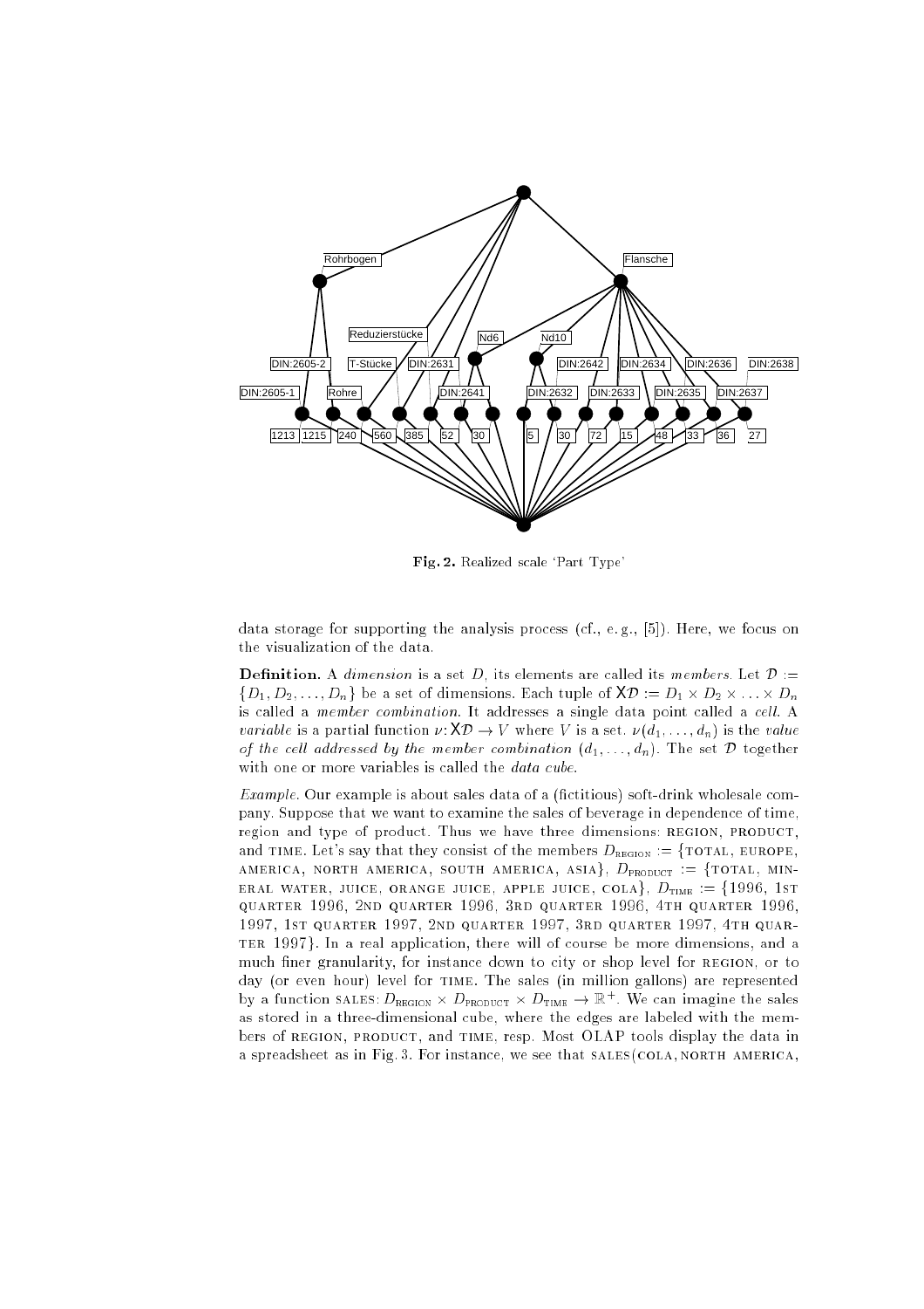**Fig. 2.** Realized scale 'Part Type'

data storage for supporting the analysis process (cf., e. g., [5]). Here, we focus on the visualization of the data.

**Definition.** A *dimension* is a set $D$, its elements are called its *members*. Let $\mathcal{D} := \{D_1, D_2, \ldots, D_n\}$ be a set of dimensions. Each tuple of $\mathsf{X}\mathcal{D} := D_1 \times D_2 \times \ldots \times D_n$ is called a *member combination*. It addresses a single data point called a *cell*. A *variable* is a partial function $\nu\colon \mathsf{X}\mathcal{D} \to V$ where $V$ is a set. $\nu(d_1, \ldots, d_n)$ is the *value of the cell addressed by the member combination* $(d_1, \ldots, d_n)$. The set $\mathcal{D}$ together with one or more variables is called the *data cube*.

*Example.* Our example is about sales data of a (fictitious) soft-drink wholesale company. Suppose that we want to examine the sales of beverage in dependence of time, region and type of product. Thus we have three dimensions: REGION, PRODUCT, and TIME. Let's say that they consist of the members $D_{\text{REGION}} :=$ {TOTAL, EUROPE, AMERICA, NORTH AMERICA, SOUTH AMERICA, ASIA}, $D_{\text{PRODUCT}} :=$ {TOTAL, MINERAL WATER, JUICE, ORANGE JUICE, APPLE JUICE, COLA}, $D_{\text{TIME}} :=$ {1996, 1ST QUARTER 1996, 2ND QUARTER 1996, 3RD QUARTER 1996, 4TH QUARTER 1996, 1997, 1ST QUARTER 1997, 2ND QUARTER 1997, 3RD QUARTER 1997, 4TH QUARTER 1997}. In a real application, there will of course be more dimensions, and a much finer granularity, for instance down to city or shop level for REGION, or to day (or even hour) level for TIME. The sales (in million gallons) are represented by a function SALES: $D_{\text{REGION}} \times D_{\text{PRODUCT}} \times D_{\text{TIME}} \to \mathbb{R}^+$. We can imagine the sales as stored in a three-dimensional cube, where the edges are labeled with the members of REGION, PRODUCT, and TIME, resp. Most OLAP tools display the data in a spreadsheet as in Fig. 3. For instance, we see that SALES(COLA, NORTH AMERICA,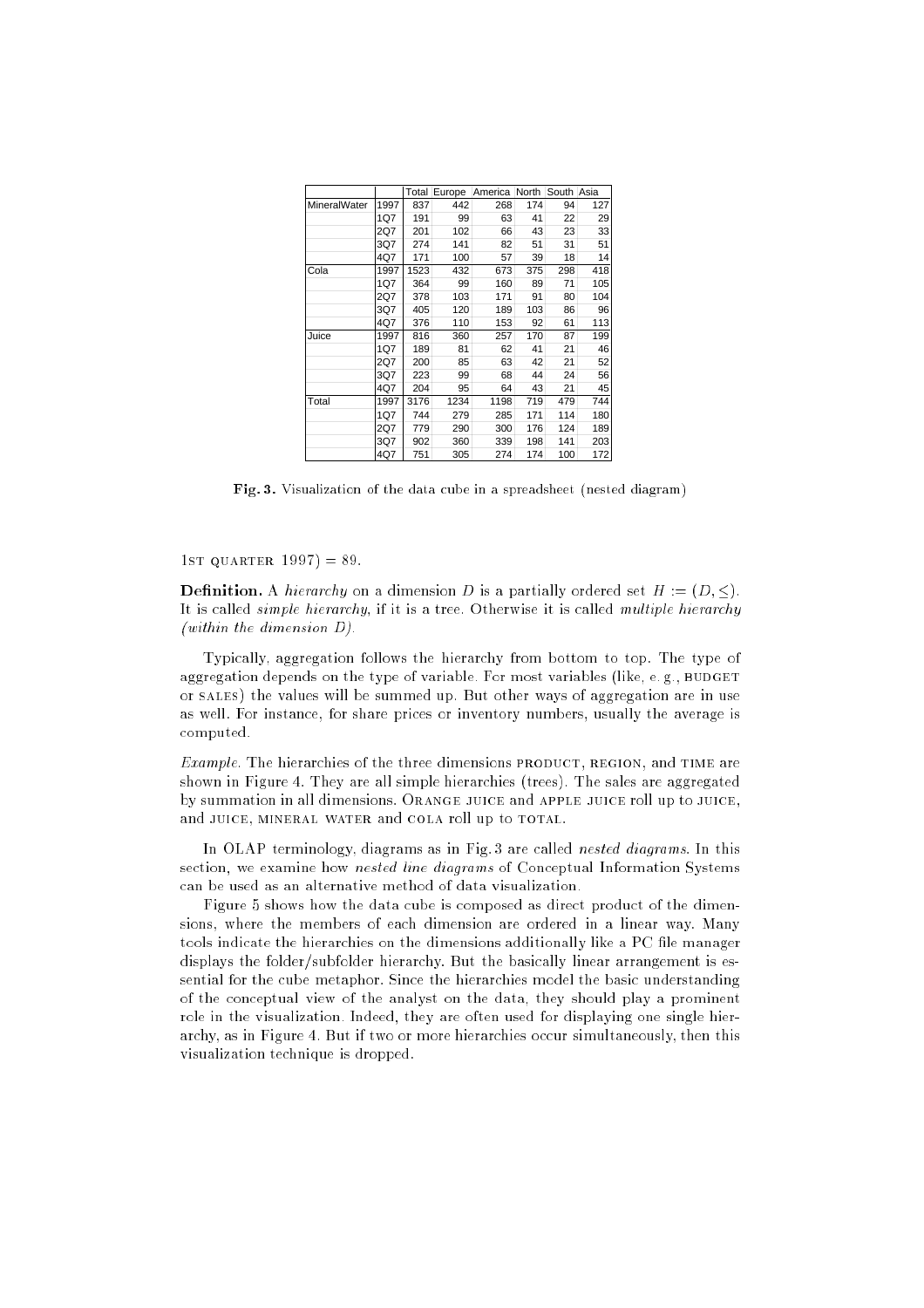| | | Total | Europe | America | North | South | Asia |
|---|---|---|---|---|---|---|---|
| MineralWater | 1997 | 837 | 442 | 268 | 174 | 94 | 127 |
| | 1Q7 | 191 | 99 | 63 | 41 | 22 | 29 |
| | 2Q7 | 201 | 102 | 66 | 43 | 23 | 33 |
| | 3Q7 | 274 | 141 | 82 | 51 | 31 | 51 |
| | 4Q7 | 171 | 100 | 57 | 39 | 18 | 14 |
| Cola | 1997 | 1523 | 432 | 673 | 375 | 298 | 418 |
| | 1Q7 | 364 | 99 | 160 | 89 | 71 | 105 |
| | 2Q7 | 378 | 103 | 171 | 91 | 80 | 104 |
| | 3Q7 | 405 | 120 | 189 | 103 | 86 | 96 |
| | 4Q7 | 376 | 110 | 153 | 92 | 61 | 113 |
| Juice | 1997 | 816 | 360 | 257 | 170 | 87 | 199 |
| | 1Q7 | 189 | 81 | 62 | 41 | 21 | 46 |
| | 2Q7 | 200 | 85 | 63 | 42 | 21 | 52 |
| | 3Q7 | 223 | 99 | 68 | 44 | 24 | 56 |
| | 4Q7 | 204 | 95 | 64 | 43 | 21 | 45 |
| Total | 1997 | 3176 | 1234 | 1198 | 719 | 479 | 744 |
| | 1Q7 | 744 | 279 | 285 | 171 | 114 | 180 |
| | 2Q7 | 779 | 290 | 300 | 176 | 124 | 189 |
| | 3Q7 | 902 | 360 | 339 | 198 | 141 | 203 |
| | 4Q7 | 751 | 305 | 274 | 174 | 100 | 172 |

**Fig. 3.** Visualization of the data cube in a spreadsheet (nested diagram)

1ST QUARTER 1997) = 89.

**Definition.** A *hierarchy* on a dimension $D$ is a partially ordered set $H := (D, \leq)$. It is called *simple hierarchy*, if it is a tree. Otherwise it is called *multiple hierarchy (within the dimension D)*.

Typically, aggregation follows the hierarchy from bottom to top. The type of aggregation depends on the type of variable. For most variables (like, e. g., BUDGET or SALES) the values will be summed up. But other ways of aggregation are in use as well. For instance, for share prices or inventory numbers, usually the average is computed.

*Example.* The hierarchies of the three dimensions PRODUCT, REGION, and TIME are shown in Figure 4. They are all simple hierarchies (trees). The sales are aggregated by summation in all dimensions. ORANGE JUICE and APPLE JUICE roll up to JUICE, and JUICE, MINERAL WATER and COLA roll up to TOTAL.

In OLAP terminology, diagrams as in Fig. 3 are called *nested diagrams*. In this section, we examine how *nested line diagrams* of Conceptual Information Systems can be used as an alternative method of data visualization.

Figure 5 shows how the data cube is composed as direct product of the dimensions, where the members of each dimension are ordered in a linear way. Many tools indicate the hierarchies on the dimensions additionally like a PC file manager displays the folder/subfolder hierarchy. But the basically linear arrangement is essential for the cube metaphor. Since the hierarchies model the basic understanding of the conceptual view of the analyst on the data, they should play a prominent role in the visualization. Indeed, they are often used for displaying one single hierarchy, as in Figure 4. But if two or more hierarchies occur simultaneously, then this visualization technique is dropped.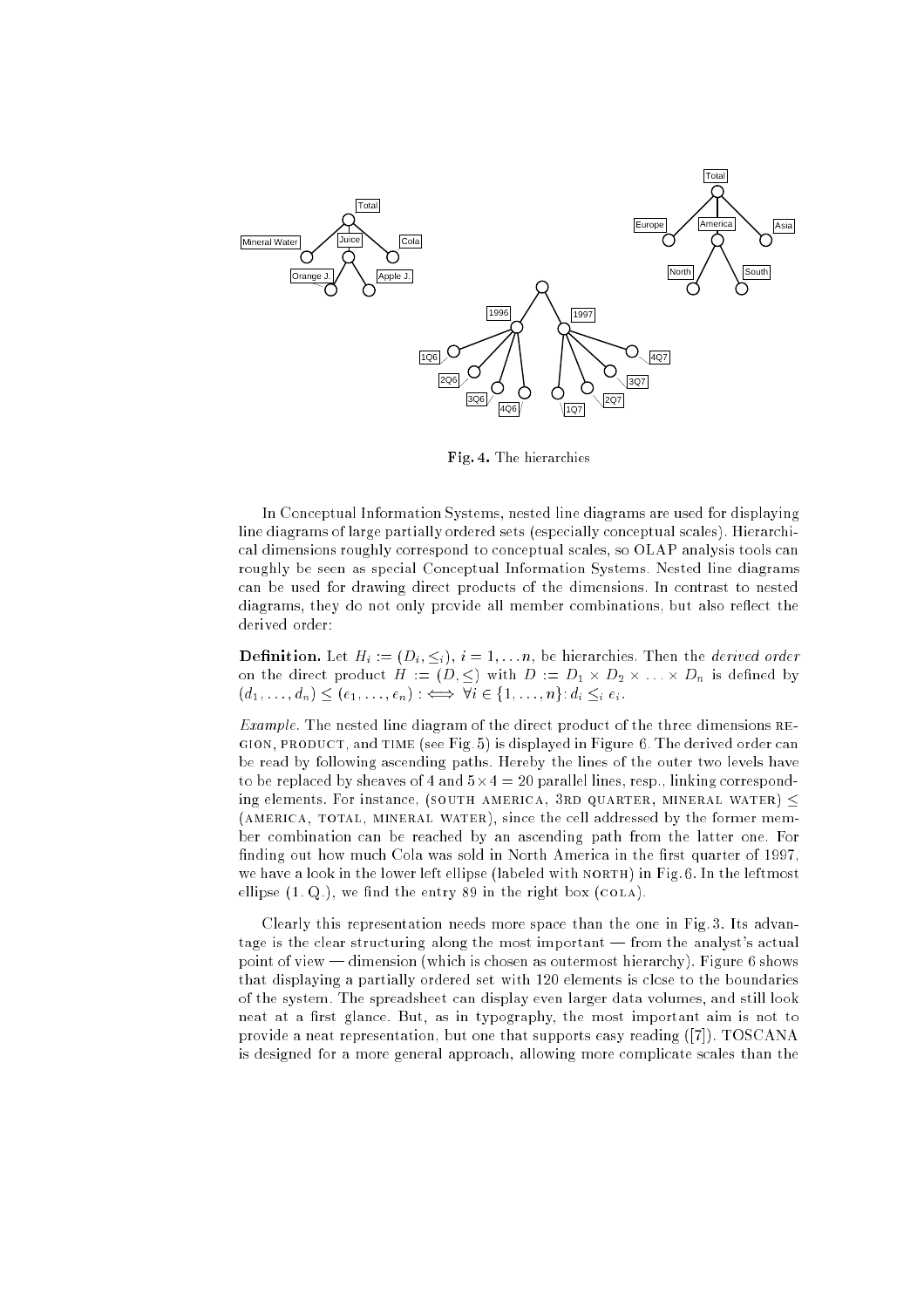Fig. 4. The hierarchies

In Conceptual Information Systems, nested line diagrams are used for displaying line diagrams of large partially ordered sets (especially conceptual scales). Hierarchical dimensions roughly correspond to conceptual scales, so OLAP analysis tools can roughly be seen as special Conceptual Information Systems. Nested line diagrams can be used for drawing direct products of the dimensions. In contrast to nested diagrams, they do not only provide all member combinations, but also reflect the derived order:

**Definition.** Let $H_i := (D_i, \leq_i)$, $i = 1, \ldots n$, be hierarchies. Then the *derived order* on the direct product $H := (D, \leq)$ with $D := D_1 \times D_2 \times \ldots \times D_n$ is defined by $(d_1, \ldots, d_n) \leq (e_1, \ldots, e_n) :\iff \forall i \in \{1, \ldots, n\}: d_i \leq_i e_i$.

*Example.* The nested line diagram of the direct product of the three dimensions REGION, PRODUCT, and TIME (see Fig. 5) is displayed in Figure 6. The derived order can be read by following ascending paths. Hereby the lines of the outer two levels have to be replaced by sheaves of 4 and $5 \times 4 = 20$ parallel lines, resp., linking corresponding elements. For instance, (SOUTH AMERICA, 3RD QUARTER, MINERAL WATER) $\leq$ (AMERICA, TOTAL, MINERAL WATER), since the cell addressed by the former member combination can be reached by an ascending path from the latter one. For finding out how much Cola was sold in North America in the first quarter of 1997, we have a look in the lower left ellipse (labeled with NORTH) in Fig. 6. In the leftmost ellipse (1. Q.), we find the entry 89 in the right box (COLA).

Clearly this representation needs more space than the one in Fig. 3. Its advantage is the clear structuring along the most important — from the analyst's actual point of view — dimension (which is chosen as outermost hierarchy). Figure 6 shows that displaying a partially ordered set with 120 elements is close to the boundaries of the system. The spreadsheet can display even larger data volumes, and still look neat at a first glance. But, as in typography, the most important aim is not to provide a neat representation, but one that supports easy reading ([7]). TOSCANA is designed for a more general approach, allowing more complicate scales than the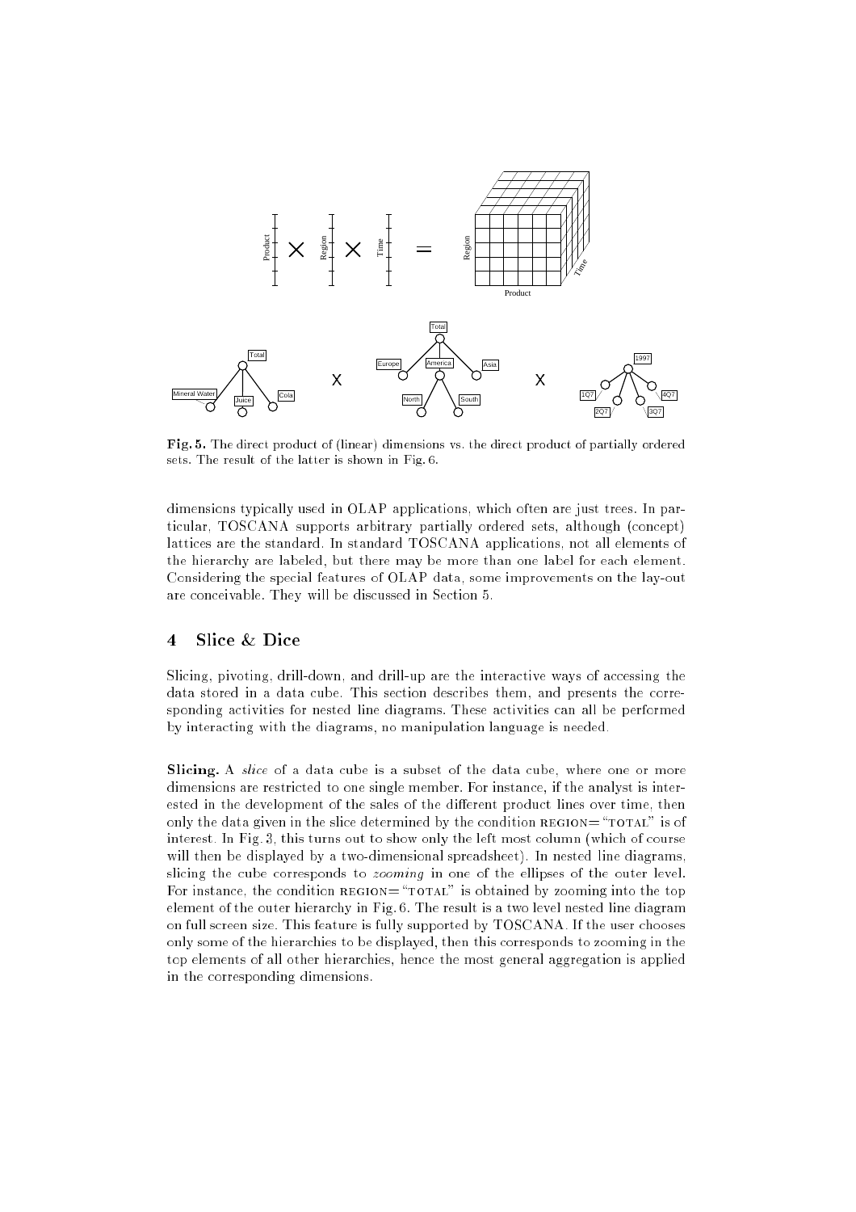**Fig. 5.** The direct product of (linear) dimensions vs. the direct product of partially ordered sets. The result of the latter is shown in Fig. 6.

dimensions typically used in OLAP applications, which often are just trees. In particular, TOSCANA supports arbitrary partially ordered sets, although (concept) lattices are the standard. In standard TOSCANA applications, not all elements of the hierarchy are labeled, but there may be more than one label for each element. Considering the special features of OLAP data, some improvements on the lay-out are conceivable. They will be discussed in Section 5.

## 4 Slice & Dice

Slicing, pivoting, drill-down, and drill-up are the interactive ways of accessing the data stored in a data cube. This section describes them, and presents the corresponding activities for nested line diagrams. These activities can all be performed by interacting with the diagrams, no manipulation language is needed.

**Slicing.** A *slice* of a data cube is a subset of the data cube, where one or more dimensions are restricted to one single member. For instance, if the analyst is interested in the development of the sales of the different product lines over time, then only the data given in the slice determined by the condition REGION="TOTAL" is of interest. In Fig. 3, this turns out to show only the left most column (which of course will then be displayed by a two-dimensional spreadsheet). In nested line diagrams, slicing the cube corresponds to *zooming* in one of the ellipses of the outer level. For instance, the condition REGION="TOTAL" is obtained by zooming into the top element of the outer hierarchy in Fig. 6. The result is a two level nested line diagram on full screen size. This feature is fully supported by TOSCANA. If the user chooses only some of the hierarchies to be displayed, then this corresponds to zooming in the top elements of all other hierarchies, hence the most general aggregation is applied in the corresponding dimensions.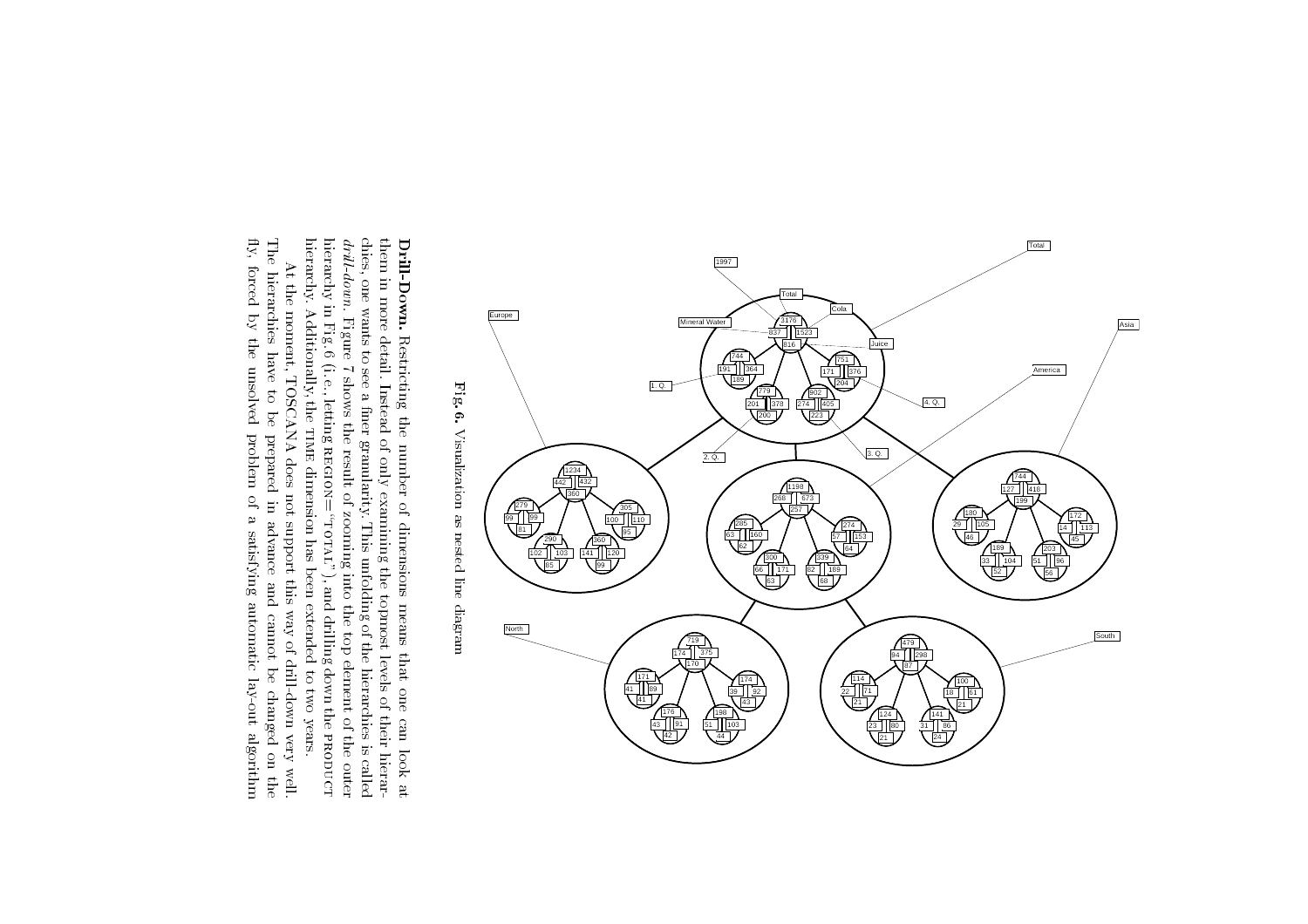**Fig. 6.** Visualization as nested line diagram

**Drill-Down.** Restricting the number of dimensions means that one can look at them in more detail. Instead of only examining the topmost levels of their hierarchies, one wants to see a finer granularity. This unfolding of the hierarchies is called *drill-down*. Figure 7 shows the result of zooming into the top element of the outer hierarchy in Fig. 6 (i. e., letting REGION= "TOTAL"), and drilling down the PRODUCT hierarchy. Additionally, the TIME dimension has been extended to two years.

At the moment, TOSCANA does not support this way of drill-down very well. The hierarchies have to be prepared in advance and cannot be changed on the fly, forced by the unsolved problem of a satisfying automatic lay-out algorithm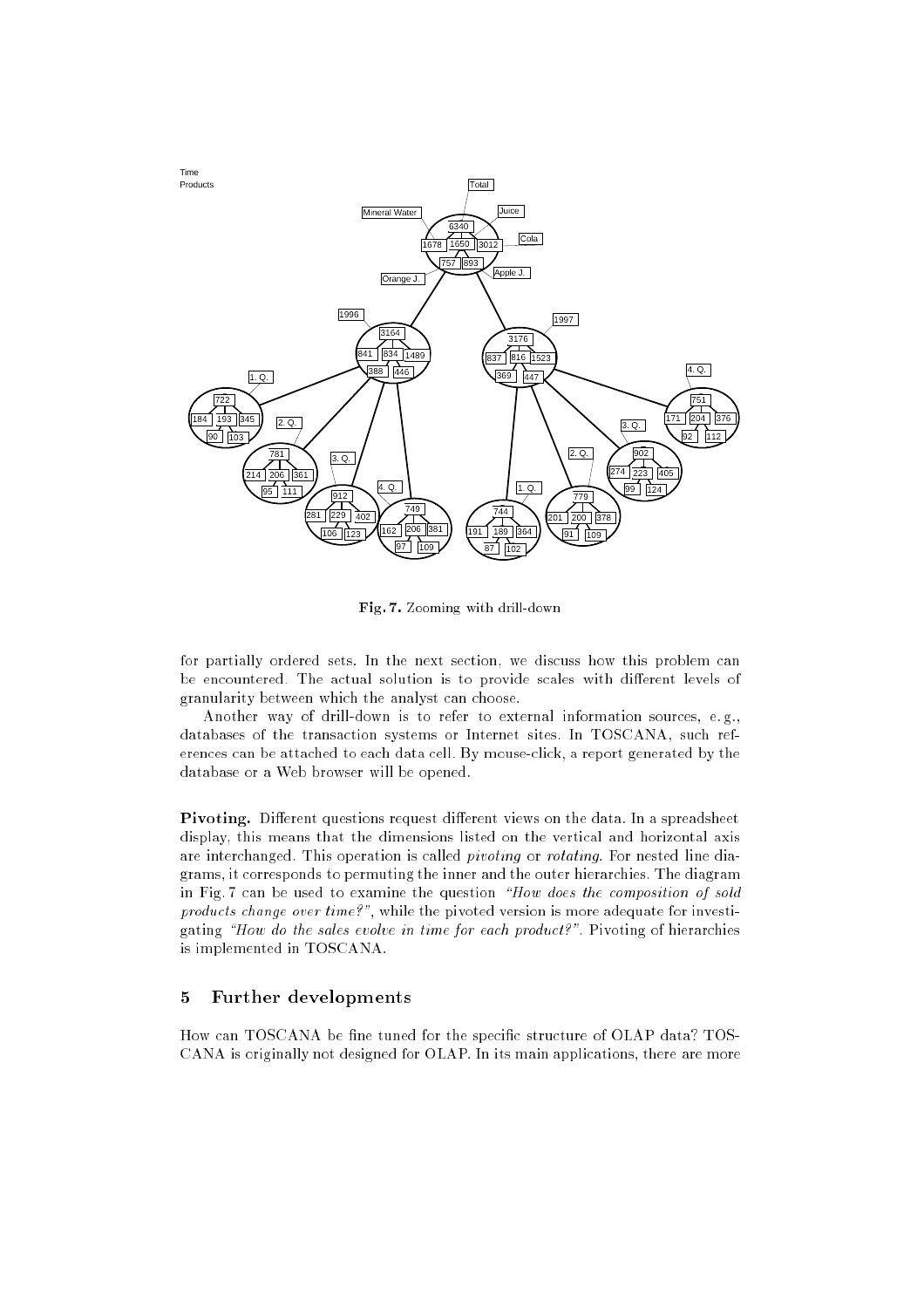Fig. 7. Zooming with drill-down

for partially ordered sets. In the next section, we discuss how this problem can be encountered. The actual solution is to provide scales with different levels of granularity between which the analyst can choose.

Another way of drill-down is to refer to external information sources, e. g., databases of the transaction systems or Internet sites. In TOSCANA, such references can be attached to each data cell. By mouse-click, a report generated by the database or a Web browser will be opened.

**Pivoting.** Different questions request different views on the data. In a spreadsheet display, this means that the dimensions listed on the vertical and horizontal axis are interchanged. This operation is called *pivoting* or *rotating*. For nested line diagrams, it corresponds to permuting the inner and the outer hierarchies. The diagram in Fig. 7 can be used to examine the question *"How does the composition of sold products change over time?"*, while the pivoted version is more adequate for investigating *"How do the sales evolve in time for each product?"*. Pivoting of hierarchies is implemented in TOSCANA.

## 5 Further developments

How can TOSCANA be fine tuned for the specific structure of OLAP data? TOSCANA is originally not designed for OLAP. In its main applications, there are more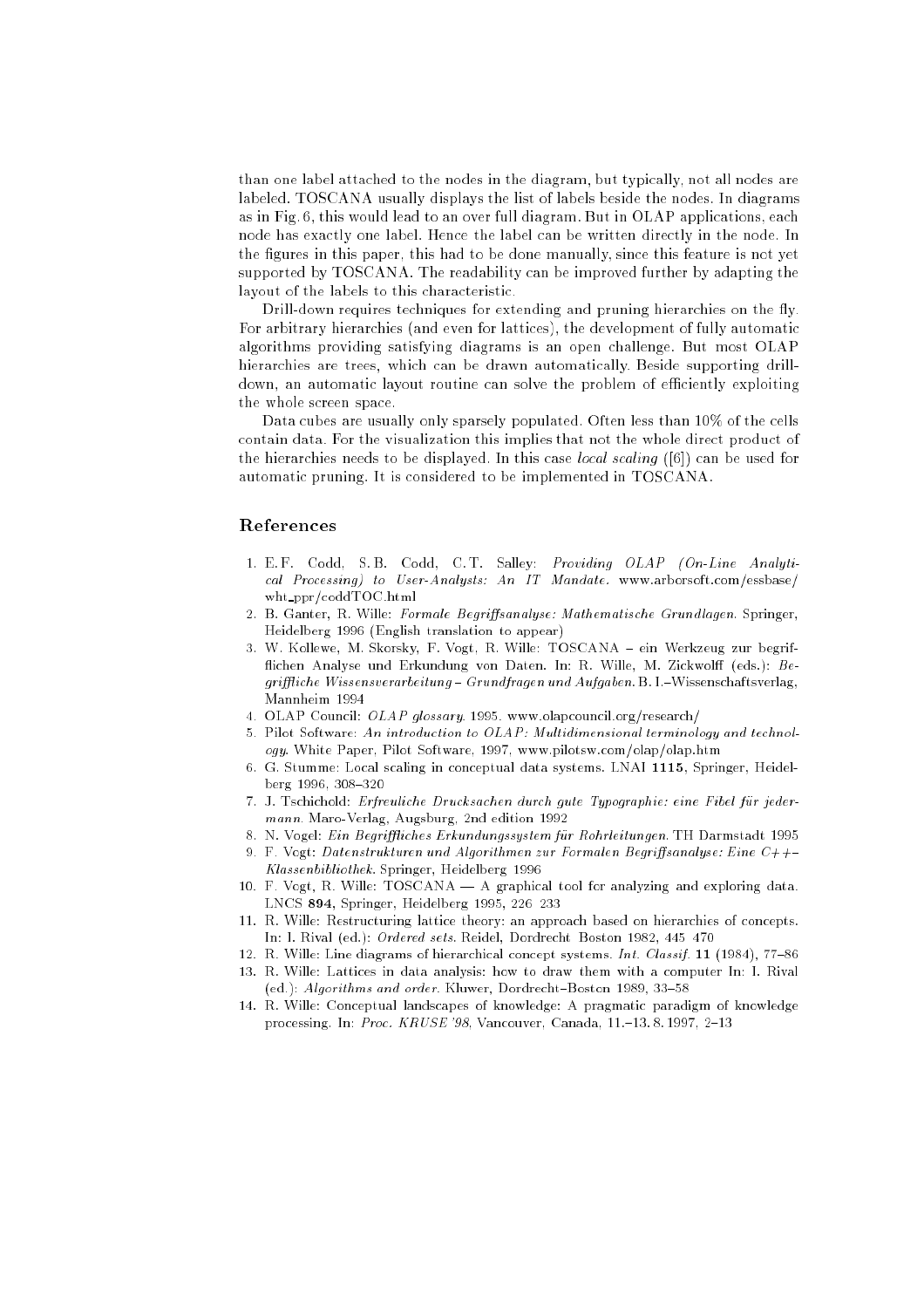than one label attached to the nodes in the diagram, but typically, not all nodes are labeled. TOSCANA usually displays the list of labels beside the nodes. In diagrams as in Fig. 6, this would lead to an over full diagram. But in OLAP applications, each node has exactly one label. Hence the label can be written directly in the node. In the figures in this paper, this had to be done manually, since this feature is not yet supported by TOSCANA. The readability can be improved further by adapting the layout of the labels to this characteristic.

Drill-down requires techniques for extending and pruning hierarchies on the fly. For arbitrary hierarchies (and even for lattices), the development of fully automatic algorithms providing satisfying diagrams is an open challenge. But most OLAP hierarchies are trees, which can be drawn automatically. Beside supporting drill-down, an automatic layout routine can solve the problem of efficiently exploiting the whole screen space.

Data cubes are usually only sparsely populated. Often less than 10% of the cells contain data. For the visualization this implies that not the whole direct product of the hierarchies needs to be displayed. In this case *local scaling* ([6]) can be used for automatic pruning. It is considered to be implemented in TOSCANA.

## References

1. E. F. Codd, S. B. Codd, C. T. Salley: *Providing OLAP (On-Line Analytical Processing) to User-Analysts: An IT Mandate.* www.arborsoft.com/essbase/wht_ppr/coddTOC.html
2. B. Ganter, R. Wille: *Formale Begriffsanalyse: Mathematische Grundlagen.* Springer, Heidelberg 1996 (English translation to appear)
3. W. Kollewe, M. Skorsky, F. Vogt, R. Wille: TOSCANA – ein Werkzeug zur begrifflichen Analyse und Erkundung von Daten. In: R. Wille, M. Zickwolff (eds.): *Begriffliche Wissensverarbeitung – Grundfragen und Aufgaben.* B. I.–Wissenschaftsverlag, Mannheim 1994
4. OLAP Council: *OLAP glossary.* 1995. www.olapcouncil.org/research/
5. Pilot Software: *An introduction to OLAP: Multidimensional terminology and technology.* White Paper, Pilot Software, 1997, www.pilotsw.com/olap/olap.htm
6. G. Stumme: Local scaling in conceptual data systems. LNAI **1115**, Springer, Heidelberg 1996, 308–320
7. J. Tschichold: *Erfreuliche Drucksachen durch gute Typographie: eine Fibel für jedermann.* Maro-Verlag, Augsburg, 2nd edition 1992
8. N. Vogel: *Ein Begriffliches Erkundungssystem für Rohrleitungen.* TH Darmstadt 1995
9. F. Vogt: *Datenstrukturen und Algorithmen zur Formalen Begriffsanalyse: Eine C++–Klassenbibliothek.* Springer, Heidelberg 1996
10. F. Vogt, R. Wille: TOSCANA — A graphical tool for analyzing and exploring data. LNCS **894**, Springer, Heidelberg 1995, 226–233
11. R. Wille: Restructuring lattice theory: an approach based on hierarchies of concepts. In: I. Rival (ed.): *Ordered sets.* Reidel, Dordrecht–Boston 1982, 445–470
12. R. Wille: Line diagrams of hierarchical concept systems. *Int. Classif.* **11** (1984), 77–86
13. R. Wille: Lattices in data analysis: how to draw them with a computer In: I. Rival (ed.): *Algorithms and order.* Kluwer, Dordrecht–Boston 1989, 33–58
14. R. Wille: Conceptual landscapes of knowledge: A pragmatic paradigm of knowledge processing. In: *Proc. KRUSE '98*, Vancouver, Canada, 11.–13. 8. 1997, 2–13